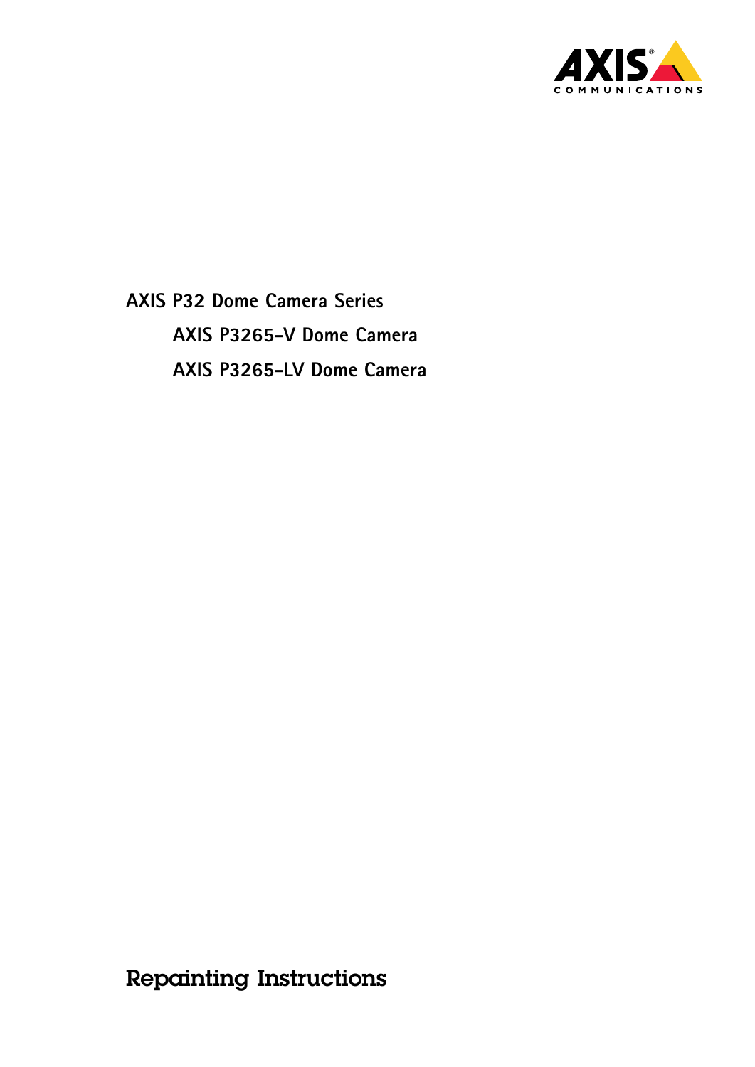AXIS P32 Dome Camera Series

AXIS P3265-V Dome Camera

AXIS P3265-LV Dome Camera

# Repainting Instructions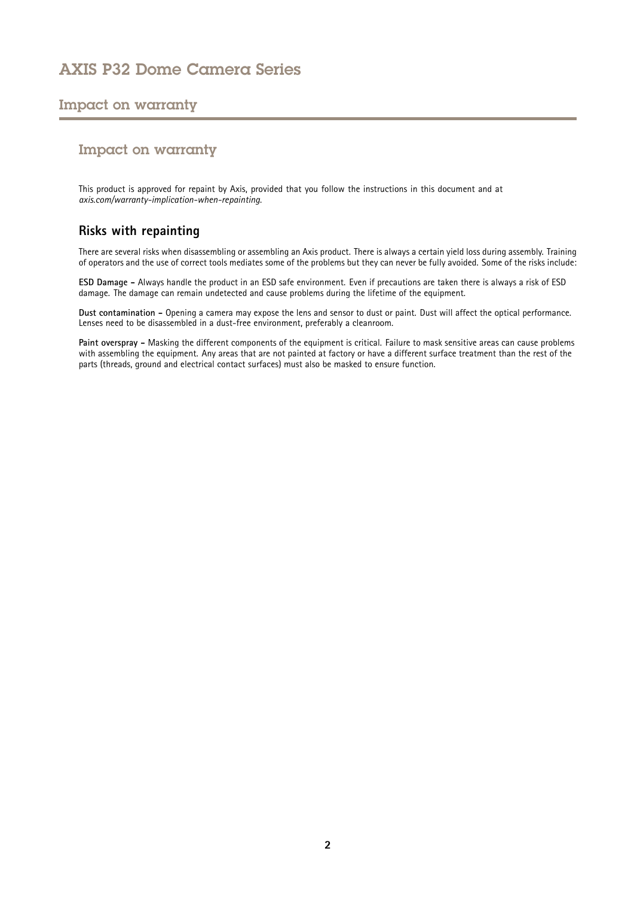## Impact on warranty

This product is approved for repaint by Axis, provided that you follow the instructions in this document and at *axis.com/warranty-implication-when-repainting*.

### Risks with repainting

There are several risks when disassembling or assembling an Axis product. There is always a certain yield loss during assembly. Training of operators and the use of correct tools mediates some of the problems but they can never be fully avoided. Some of the risks include:

**ESD Damage –** Always handle the product in an ESD safe environment. Even if precautions are taken there is always a risk of ESD damage. The damage can remain undetected and cause problems during the lifetime of the equipment.

**Dust contamination –** Opening a camera may expose the lens and sensor to dust or paint. Dust will affect the optical performance. Lenses need to be disassembled in a dust-free environment, preferably a cleanroom.

**Paint overspray –** Masking the different components of the equipment is critical. Failure to mask sensitive areas can cause problems with assembling the equipment. Any areas that are not painted at factory or have a different surface treatment than the rest of the parts (threads, ground and electrical contact surfaces) must also be masked to ensure function.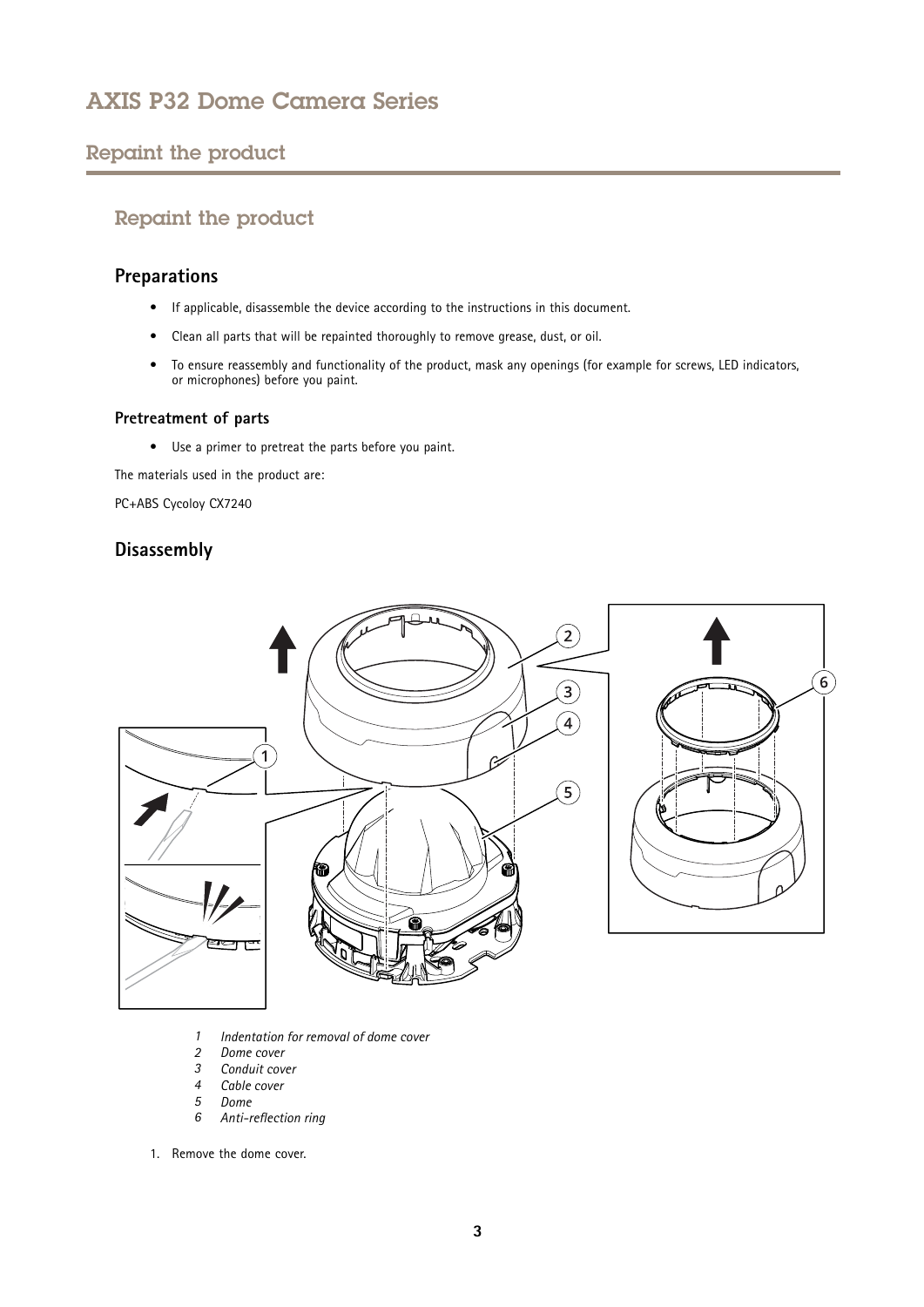## Repaint the product

### Preparations

- If applicable, disassemble the device according to the instructions in this document.
- Clean all parts that will be repainted thoroughly to remove grease, dust, or oil.
- To ensure reassembly and functionality of the product, mask any openings (for example for screws, LED indicators, or microphones) before you paint.

#### Pretreatment of parts

- Use a primer to pretreat the parts before you paint.

The materials used in the product are:

PC+ABS Cycoloy CX7240

### Disassembly

*1 Indentation for removal of dome cover*
*2 Dome cover*
*3 Conduit cover*
*4 Cable cover*
*5 Dome*
*6 Anti-reflection ring*

1. Remove the dome cover.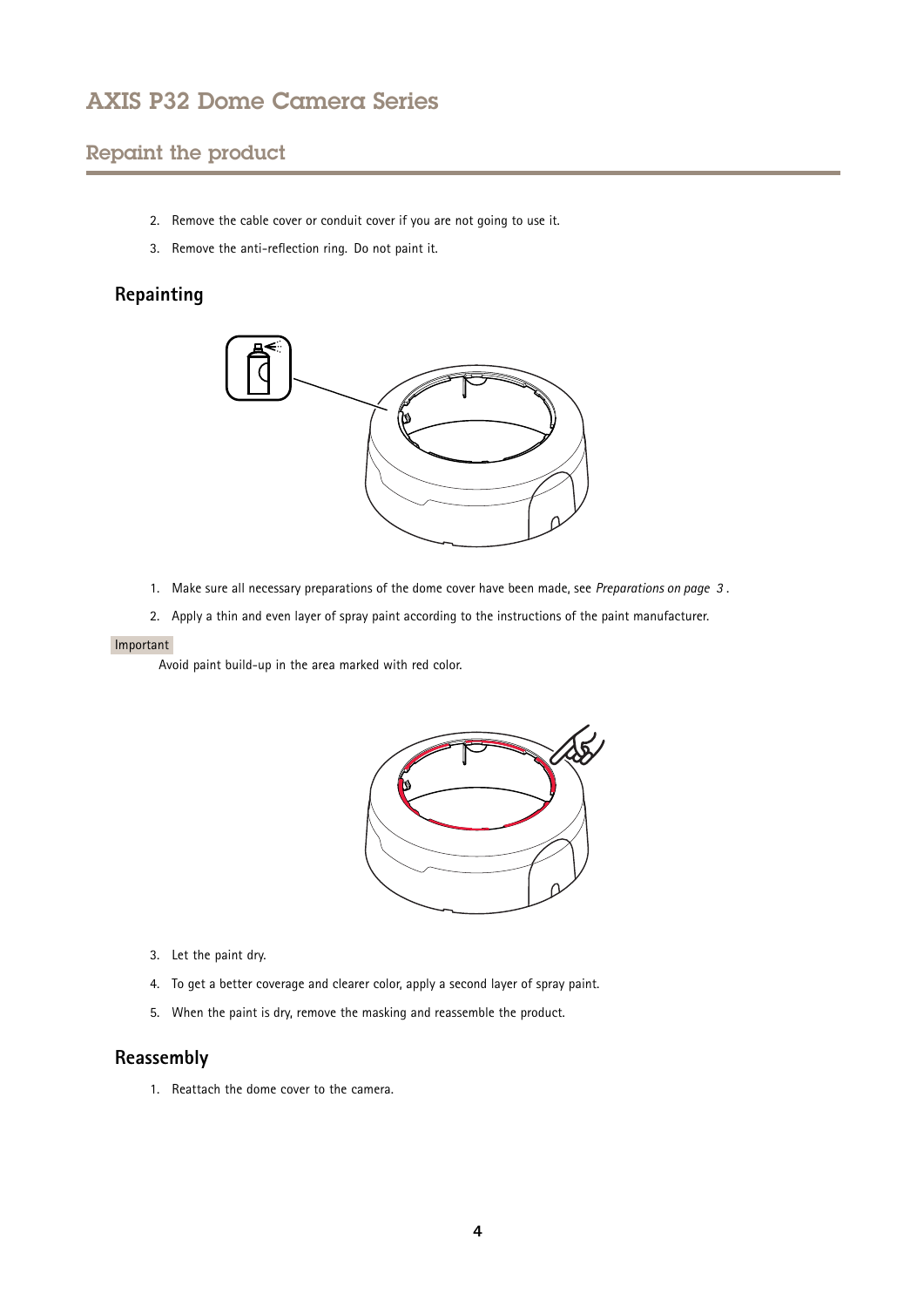## Repaint the product

2. Remove the cable cover or conduit cover if you are not going to use it.
3. Remove the anti-reflection ring. Do not paint it.

### Repainting

1. Make sure all necessary preparations of the dome cover have been made, see *Preparations on page 3* .
2. Apply a thin and even layer of spray paint according to the instructions of the paint manufacturer.

Important

Avoid paint build-up in the area marked with red color.

3. Let the paint dry.
4. To get a better coverage and clearer color, apply a second layer of spray paint.
5. When the paint is dry, remove the masking and reassemble the product.

### Reassembly

1. Reattach the dome cover to the camera.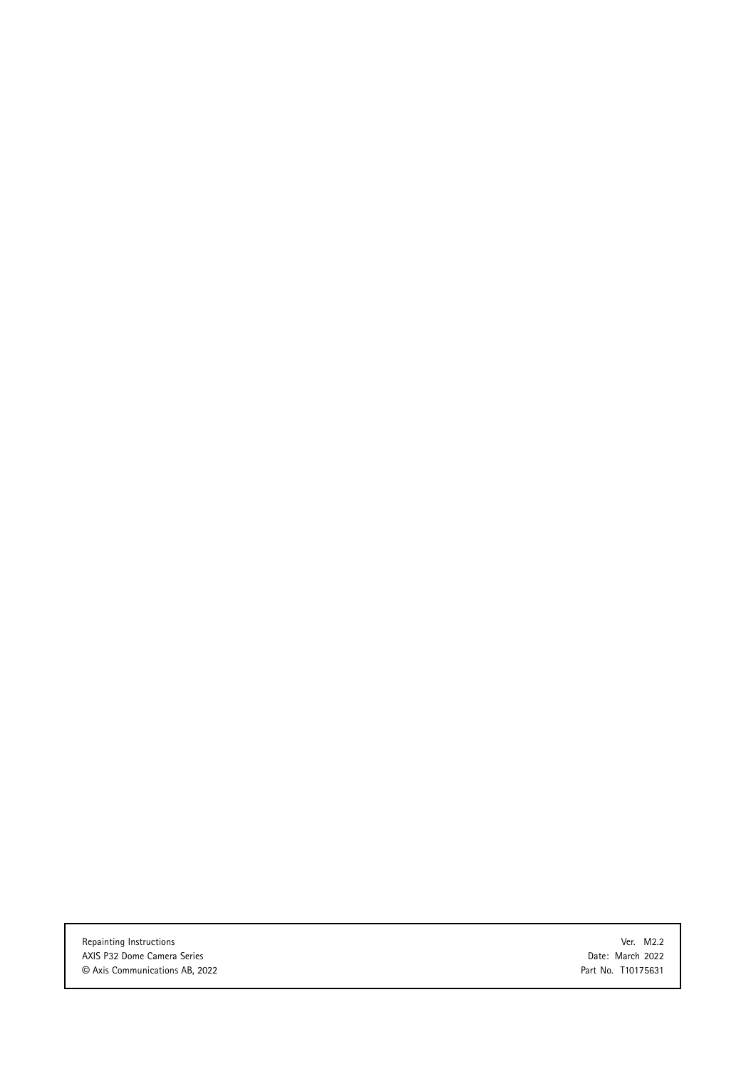| | |
|---|---|
| Repainting Instructions | Ver. M2.2 |
| AXIS P32 Dome Camera Series | Date: March 2022 |
| © Axis Communications AB, 2022 | Part No. T10175631 |